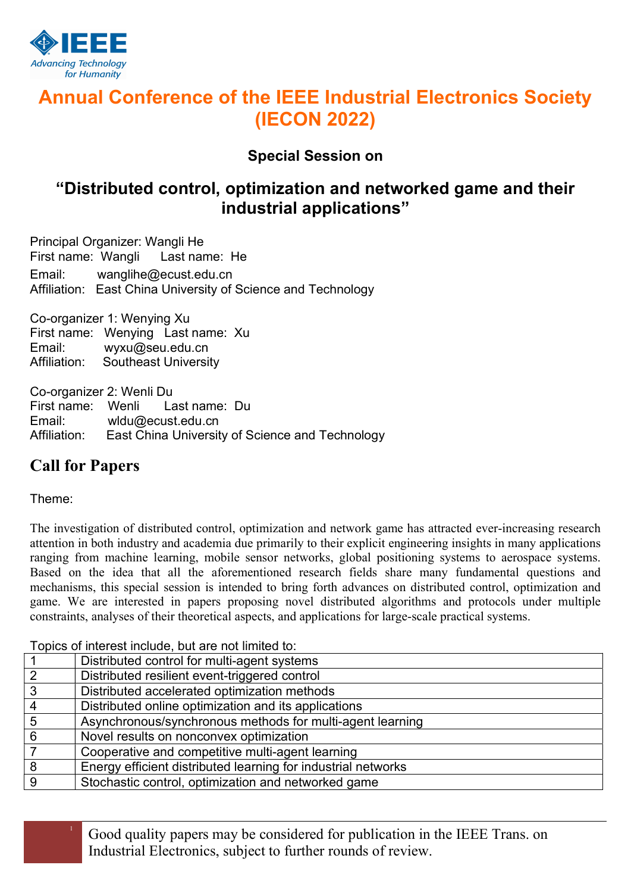# Annual Conference of the IEEE Industrial Electronics Society (IECON 2022)

### Special Session on

## "Distributed control, optimization and networked game and their industrial applications"

Principal Organizer: Wangli He
First name: Wangli Last name: He
Email: wanglihe@ecust.edu.cn
Affiliation: East China University of Science and Technology

Co-organizer 1: Wenying Xu
First name: Wenying Last name: Xu
Email: wyxu@seu.edu.cn
Affiliation: Southeast University

Co-organizer 2: Wenli Du
First name: Wenli Last name: Du
Email: wldu@ecust.edu.cn
Affiliation: East China University of Science and Technology

## Call for Papers

Theme:

The investigation of distributed control, optimization and network game has attracted ever-increasing research attention in both industry and academia due primarily to their explicit engineering insights in many applications ranging from machine learning, mobile sensor networks, global positioning systems to aerospace systems. Based on the idea that all the aforementioned research fields share many fundamental questions and mechanisms, this special session is intended to bring forth advances on distributed control, optimization and game. We are interested in papers proposing novel distributed algorithms and protocols under multiple constraints, analyses of their theoretical aspects, and applications for large-scale practical systems.

Topics of interest include, but are not limited to:

| | |
|---|---|
| 1 | Distributed control for multi-agent systems |
| 2 | Distributed resilient event-triggered control |
| 3 | Distributed accelerated optimization methods |
| 4 | Distributed online optimization and its applications |
| 5 | Asynchronous/synchronous methods for multi-agent learning |
| 6 | Novel results on nonconvex optimization |
| 7 | Cooperative and competitive multi-agent learning |
| 8 | Energy efficient distributed learning for industrial networks |
| 9 | Stochastic control, optimization and networked game |

Good quality papers may be considered for publication in the IEEE Trans. on Industrial Electronics, subject to further rounds of review.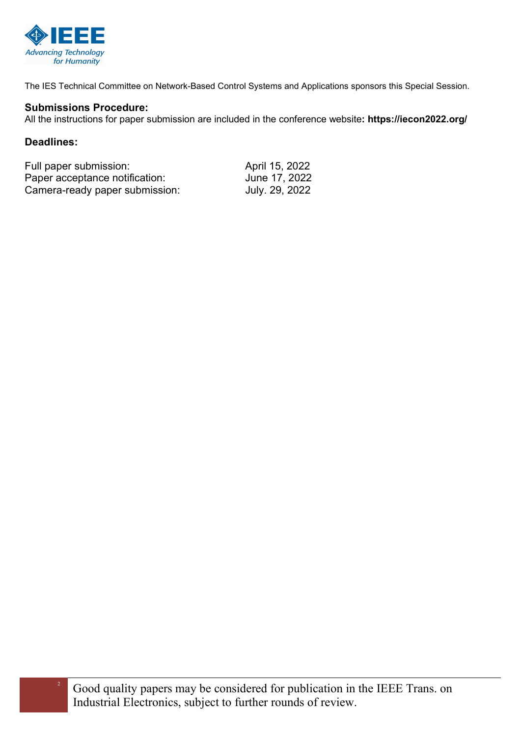The IES Technical Committee on Network-Based Control Systems and Applications sponsors this Special Session.

**Submissions Procedure:**
All the instructions for paper submission are included in the conference website**: https://iecon2022.org/**

**Deadlines:**

| | |
|---|---|
| Full paper submission: | April 15, 2022 |
| Paper acceptance notification: | June 17, 2022 |
| Camera-ready paper submission: | July. 29, 2022 |

Good quality papers may be considered for publication in the IEEE Trans. on Industrial Electronics, subject to further rounds of review.